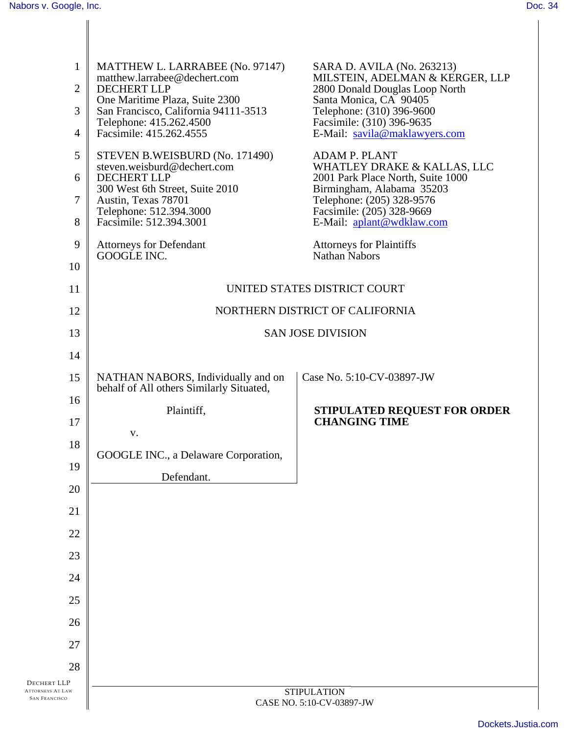MATTHEW L. LARRABEE (No. 97147)
matthew.larrabee@dechert.com
DECHERT LLP
One Maritime Plaza, Suite 2300
San Francisco, California 94111-3513
Telephone: 415.262.4500
Facsimile: 415.262.4555

STEVEN B.WEISBURD (No. 171490)
steven.weisburd@dechert.com
DECHERT LLP
300 West 6th Street, Suite 2010
Austin, Texas 78701
Telephone: 512.394.3000
Facsimile: 512.394.3001

Attorneys for Defendant
GOOGLE INC.

SARA D. AVILA (No. 263213)
MILSTEIN, ADELMAN & KERGER, LLP
2800 Donald Douglas Loop North
Santa Monica, CA 90405
Telephone: (310) 396-9600
Facsimile: (310) 396-9635
E-Mail: savila@maklawyers.com

ADAM P. PLANT
WHATLEY DRAKE & KALLAS, LLC
2001 Park Place North, Suite 1000
Birmingham, Alabama 35203
Telephone: (205) 328-9576
Facsimile: (205) 328-9669
E-Mail: aplant@wdklaw.com

Attorneys for Plaintiffs
Nathan Nabors

UNITED STATES DISTRICT COURT

NORTHERN DISTRICT OF CALIFORNIA

SAN JOSE DIVISION

NATHAN NABORS, Individually and on behalf of All others Similarly Situated,

Plaintiff,

v.

GOOGLE INC., a Delaware Corporation,

Defendant.

Case No. 5:10-CV-03897-JW

**STIPULATED REQUEST FOR ORDER CHANGING TIME**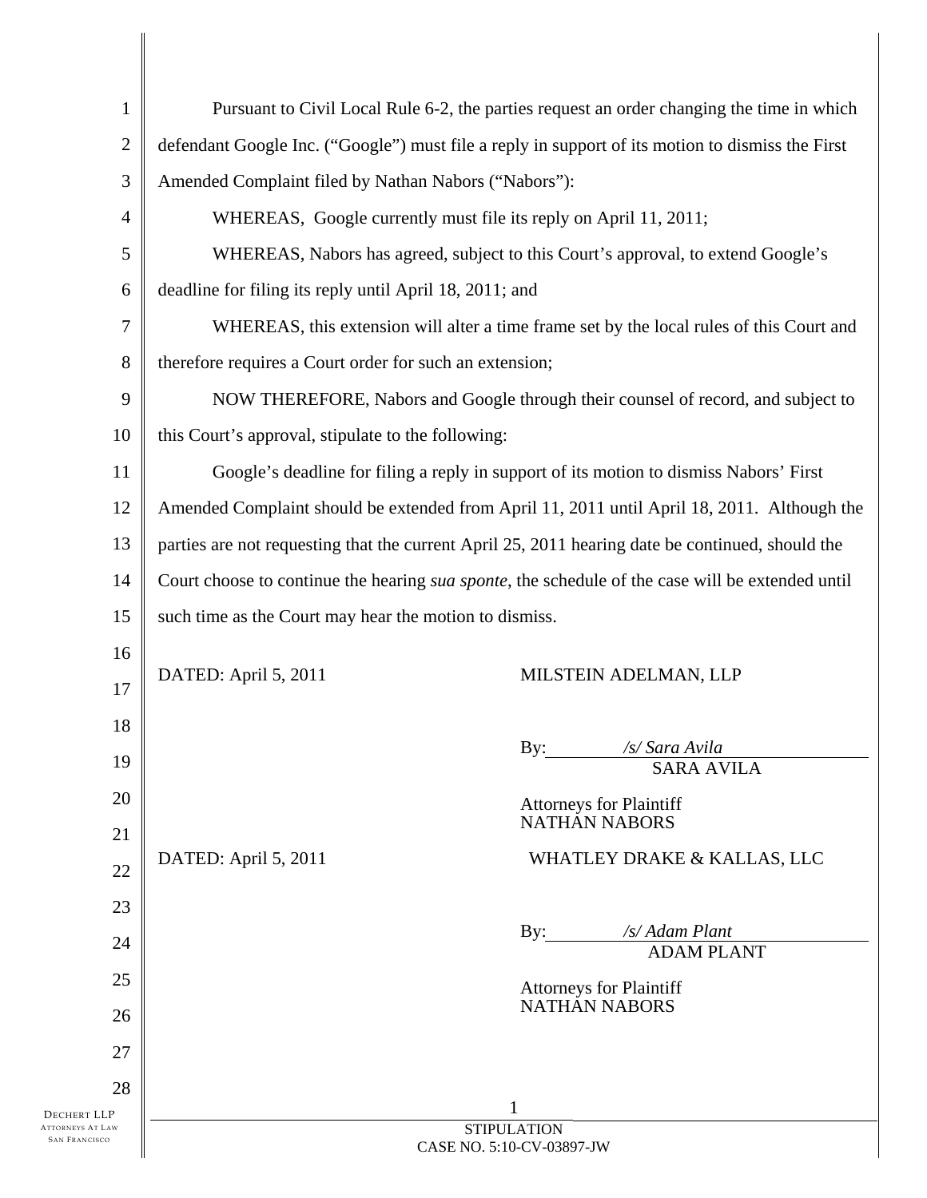Pursuant to Civil Local Rule 6-2, the parties request an order changing the time in which defendant Google Inc. ("Google") must file a reply in support of its motion to dismiss the First Amended Complaint filed by Nathan Nabors ("Nabors"):

WHEREAS, Google currently must file its reply on April 11, 2011;

WHEREAS, Nabors has agreed, subject to this Court's approval, to extend Google's deadline for filing its reply until April 18, 2011; and

WHEREAS, this extension will alter a time frame set by the local rules of this Court and therefore requires a Court order for such an extension;

NOW THEREFORE, Nabors and Google through their counsel of record, and subject to this Court's approval, stipulate to the following:

Google's deadline for filing a reply in support of its motion to dismiss Nabors' First Amended Complaint should be extended from April 11, 2011 until April 18, 2011. Although the parties are not requesting that the current April 25, 2011 hearing date be continued, should the Court choose to continue the hearing *sua sponte*, the schedule of the case will be extended until such time as the Court may hear the motion to dismiss.

DATED: April 5, 2011

MILSTEIN ADELMAN, LLP

By: */s/ Sara Avila*
SARA AVILA

Attorneys for Plaintiff
NATHAN NABORS

DATED: April 5, 2011

WHATLEY DRAKE & KALLAS, LLC

By: */s/ Adam Plant*
ADAM PLANT

Attorneys for Plaintiff
NATHAN NABORS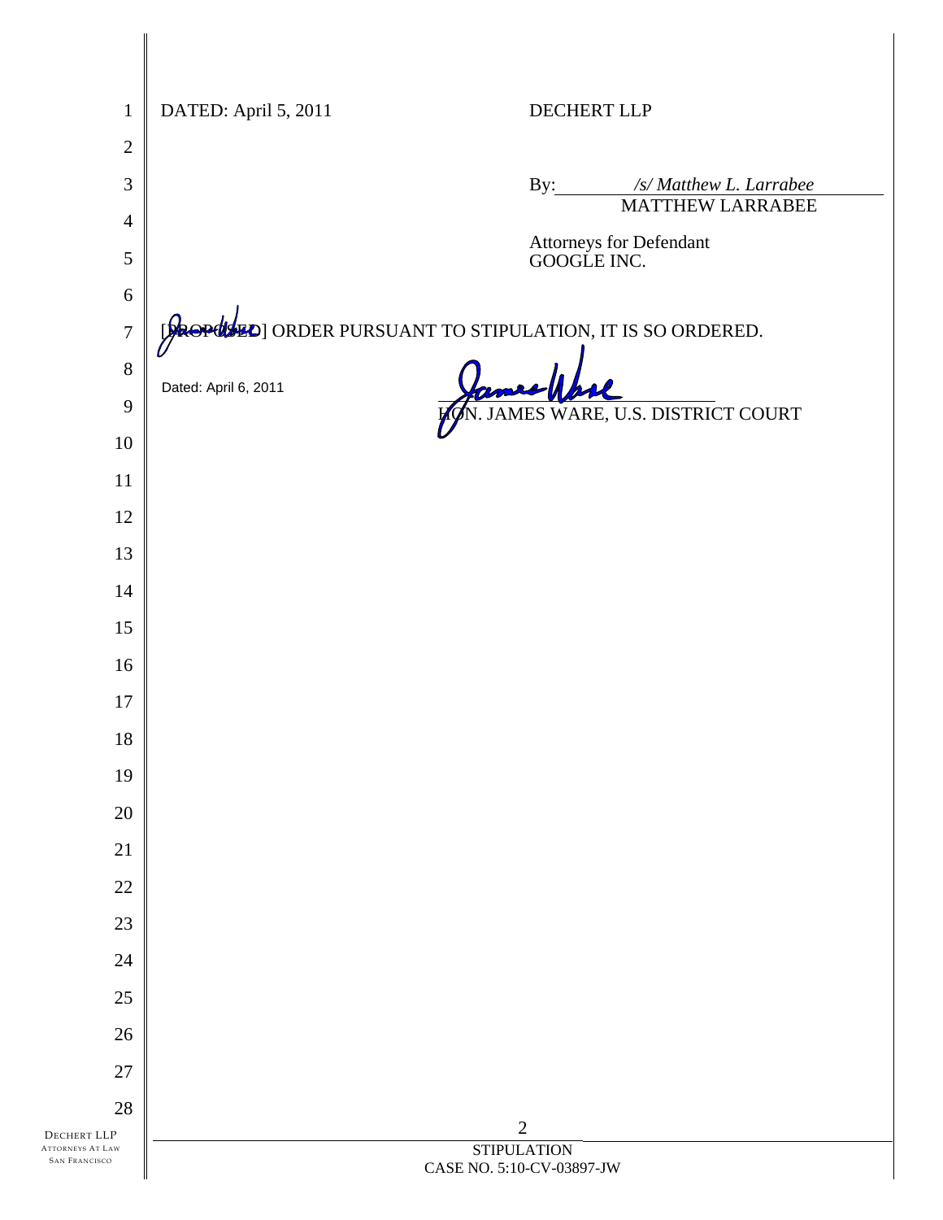DATED: April 5, 2011

DECHERT LLP

By: /s/ Matthew L. Larrabee
MATTHEW LARRABEE

Attorneys for Defendant
GOOGLE INC.

[PROPOSED] ORDER PURSUANT TO STIPULATION, IT IS SO ORDERED.

Dated: April 6, 2011

HON. JAMES WARE, U.S. DISTRICT COURT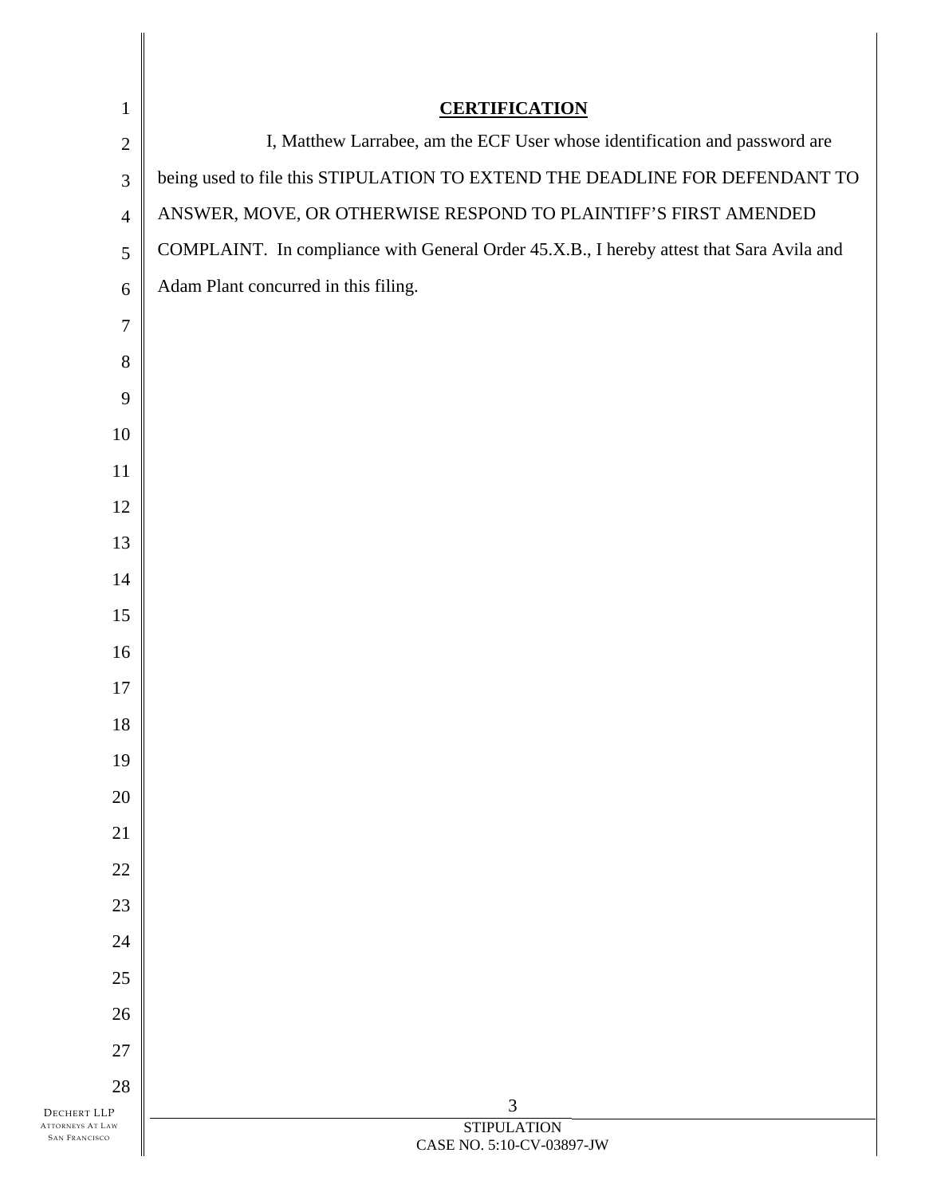**CERTIFICATION**

I, Matthew Larrabee, am the ECF User whose identification and password are being used to file this STIPULATION TO EXTEND THE DEADLINE FOR DEFENDANT TO ANSWER, MOVE, OR OTHERWISE RESPOND TO PLAINTIFF'S FIRST AMENDED COMPLAINT. In compliance with General Order 45.X.B., I hereby attest that Sara Avila and Adam Plant concurred in this filing.